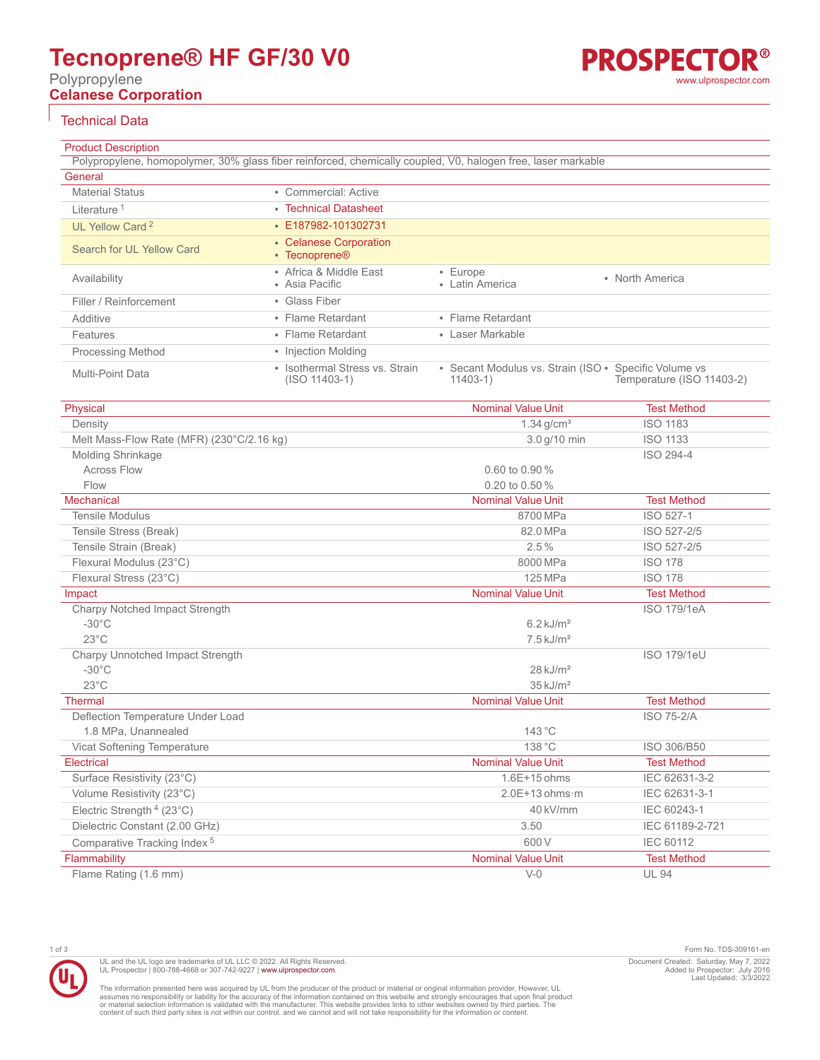# Tecnoprene® HF GF/30 V0

Polypropylene

**Celanese Corporation**

PROSPECTOR®
www.ulprospector.com

## Technical Data

### Product Description

Polypropylene, homopolymer, 30% glass fiber reinforced, chemically coupled, V0, halogen free, laser markable

### General

| | | | |
|---|---|---|---|
| Material Status | • Commercial: Active | | |
| Literature [1] | • Technical Datasheet | | |
| UL Yellow Card [2] | • E187982-101302731 | | |
| Search for UL Yellow Card | • Celanese Corporation<br>• Tecnoprene® | | |
| Availability | • Africa & Middle East<br>• Asia Pacific | • Europe<br>• Latin America | • North America |
| Filler / Reinforcement | • Glass Fiber | | |
| Additive | • Flame Retardant | • Flame Retardant | |
| Features | • Flame Retardant | • Laser Markable | |
| Processing Method | • Injection Molding | | |
| Multi-Point Data | • Isothermal Stress vs. Strain (ISO 11403-1) | • Secant Modulus vs. Strain (ISO 11403-1) | • Specific Volume vs Temperature (ISO 11403-2) |

| Physical | Nominal Value Unit | Test Method |
|---|---|---|
| Density | 1.34 g/cm³ | ISO 1183 |
| Melt Mass-Flow Rate (MFR) (230°C/2.16 kg) | 3.0 g/10 min | ISO 1133 |
| Molding Shrinkage | | ISO 294-4 |
| Across Flow | 0.60 to 0.90 % | |
| Flow | 0.20 to 0.50 % | |

| Mechanical | Nominal Value Unit | Test Method |
|---|---|---|
| Tensile Modulus | 8700 MPa | ISO 527-1 |
| Tensile Stress (Break) | 82.0 MPa | ISO 527-2/5 |
| Tensile Strain (Break) | 2.5 % | ISO 527-2/5 |
| Flexural Modulus (23°C) | 8000 MPa | ISO 178 |
| Flexural Stress (23°C) | 125 MPa | ISO 178 |

| Impact | Nominal Value Unit | Test Method |
|---|---|---|
| Charpy Notched Impact Strength | | ISO 179/1eA |
| -30°C | 6.2 kJ/m² | |
| 23°C | 7.5 kJ/m² | |
| Charpy Unnotched Impact Strength | | ISO 179/1eU |
| -30°C | 28 kJ/m² | |
| 23°C | 35 kJ/m² | |

| Thermal | Nominal Value Unit | Test Method |
|---|---|---|
| Deflection Temperature Under Load | | ISO 75-2/A |
| 1.8 MPa, Unannealed | 143 °C | |
| Vicat Softening Temperature | 138 °C | ISO 306/B50 |

| Electrical | Nominal Value Unit | Test Method |
|---|---|---|
| Surface Resistivity (23°C) | 1.6E+15 ohms | IEC 62631-3-2 |
| Volume Resistivity (23°C) | 2.0E+13 ohms·m | IEC 62631-3-1 |
| Electric Strength [4] (23°C) | 40 kV/mm | IEC 60243-1 |
| Dielectric Constant (2.00 GHz) | 3.50 | IEC 61189-2-721 |
| Comparative Tracking Index [5] | 600 V | IEC 60112 |

| Flammability | Nominal Value Unit | Test Method |
|---|---|---|
| Flame Rating (1.6 mm) | V-0 | UL 94 |

Form No. TDS-309161-en

UL and the UL logo are trademarks of UL LLC © 2022. All Rights Reserved.
UL Prospector | 800-788-4668 or 307-742-9227 | www.ulprospector.com.

Document Created: Saturday, May 7, 2022
Added to Prospector: July 2016
Last Updated: 3/3/2022

The information presented here was acquired by UL from the producer of the product or material or original information provider. However, UL assumes no responsibility or liability for the accuracy of the information contained on this website and strongly encourages that upon final product or material selection information is validated with the manufacturer. This website provides links to other websites owned by third parties. The content of such third party sites is not within our control, and we cannot and will not take responsibility for the information or content.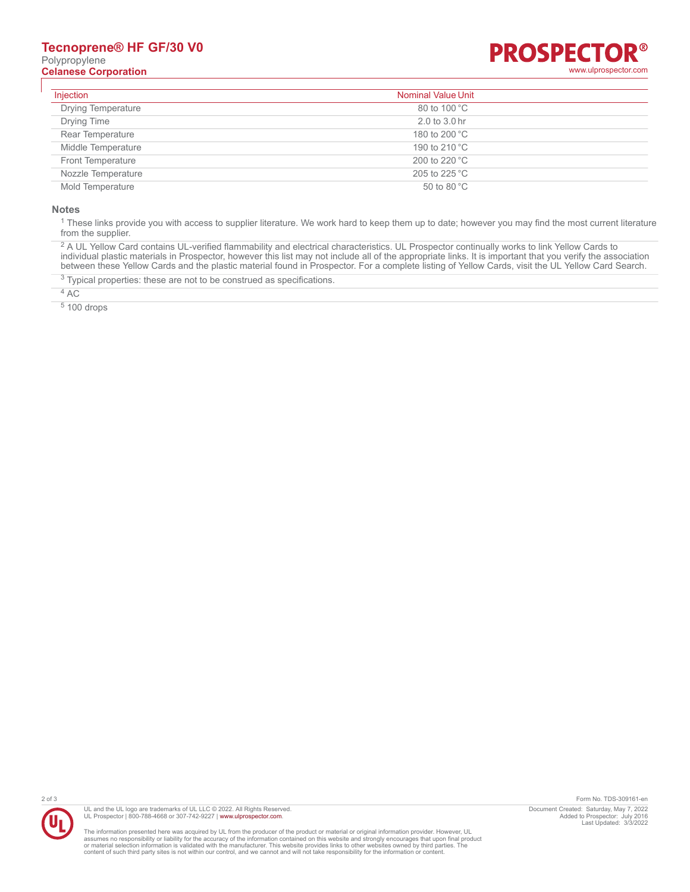| Injection | Nominal Value | Unit |
| --- | --- | --- |
| Drying Temperature | 80 to 100 | °C |
| Drying Time | 2.0 to 3.0 | hr |
| Rear Temperature | 180 to 200 | °C |
| Middle Temperature | 190 to 210 | °C |
| Front Temperature | 200 to 220 | °C |
| Nozzle Temperature | 205 to 225 | °C |
| Mold Temperature | 50 to 80 | °C |

### Notes

[1] These links provide you with access to supplier literature. We work hard to keep them up to date; however you may find the most current literature from the supplier.

[2] A UL Yellow Card contains UL-verified flammability and electrical characteristics. UL Prospector continually works to link Yellow Cards to individual plastic materials in Prospector, however this list may not include all of the appropriate links. It is important that you verify the association between these Yellow Cards and the plastic material found in Prospector. For a complete listing of Yellow Cards, visit the UL Yellow Card Search.

[3] Typical properties: these are not to be construed as specifications.

[4] AC

[5] 100 drops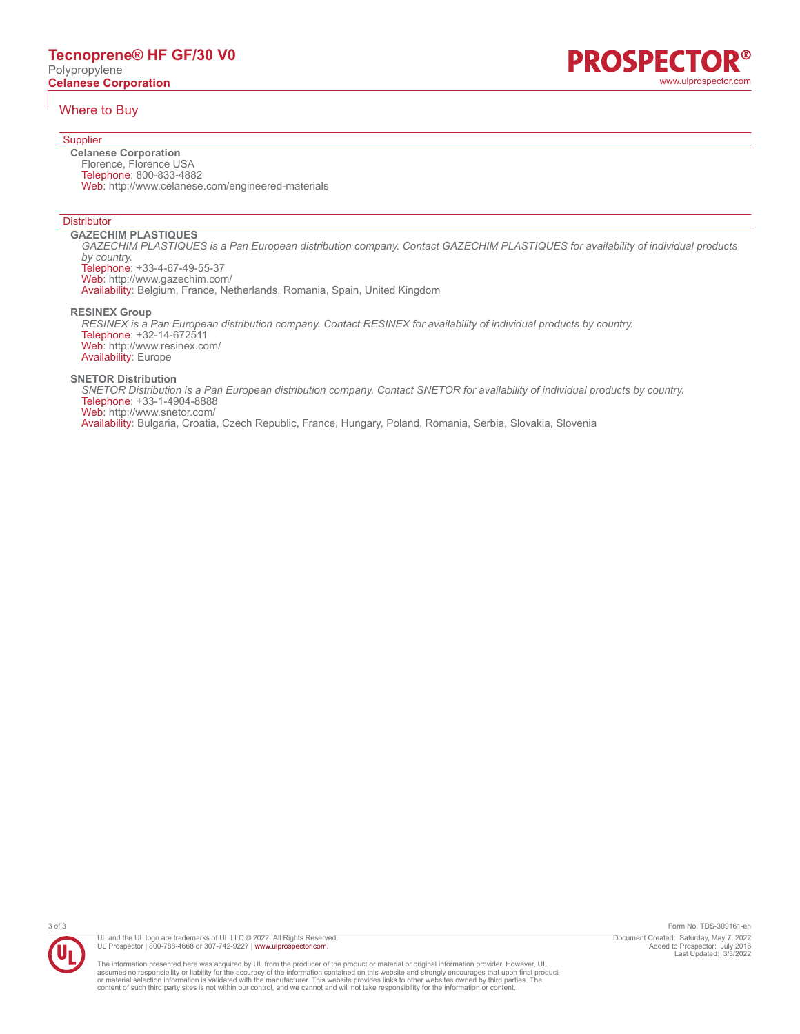## Where to Buy

### Supplier

**Celanese Corporation**
Florence, Florence USA
Telephone: 800-833-4882
Web: http://www.celanese.com/engineered-materials

### Distributor

**GAZECHIM PLASTIQUES**
*GAZECHIM PLASTIQUES is a Pan European distribution company. Contact GAZECHIM PLASTIQUES for availability of individual products by country.*
Telephone: +33-4-67-49-55-37
Web: http://www.gazechim.com/
Availability: Belgium, France, Netherlands, Romania, Spain, United Kingdom

**RESINEX Group**
*RESINEX is a Pan European distribution company. Contact RESINEX for availability of individual products by country.*
Telephone: +32-14-672511
Web: http://www.resinex.com/
Availability: Europe

**SNETOR Distribution**
*SNETOR Distribution is a Pan European distribution company. Contact SNETOR for availability of individual products by country.*
Telephone: +33-1-4904-8888
Web: http://www.snetor.com/
Availability: Bulgaria, Croatia, Czech Republic, France, Hungary, Poland, Romania, Serbia, Slovakia, Slovenia

UL and the UL logo are trademarks of UL LLC © 2022. All Rights Reserved.
UL Prospector | 800-788-4668 or 307-742-9227 | www.ulprospector.com.

The information presented here was acquired by UL from the producer of the product or material or original information provider. However, UL assumes no responsibility or liability for the accuracy of the information contained on this website and strongly encourages that upon final product or material selection information is validated with the manufacturer. This website provides links to other websites owned by third parties. The content of such third party sites is not within our control, and we cannot and will not take responsibility for the information or content.

Form No. TDS-309161-en
Document Created: Saturday, May 7, 2022
Added to Prospector: July 2016
Last Updated: 3/3/2022